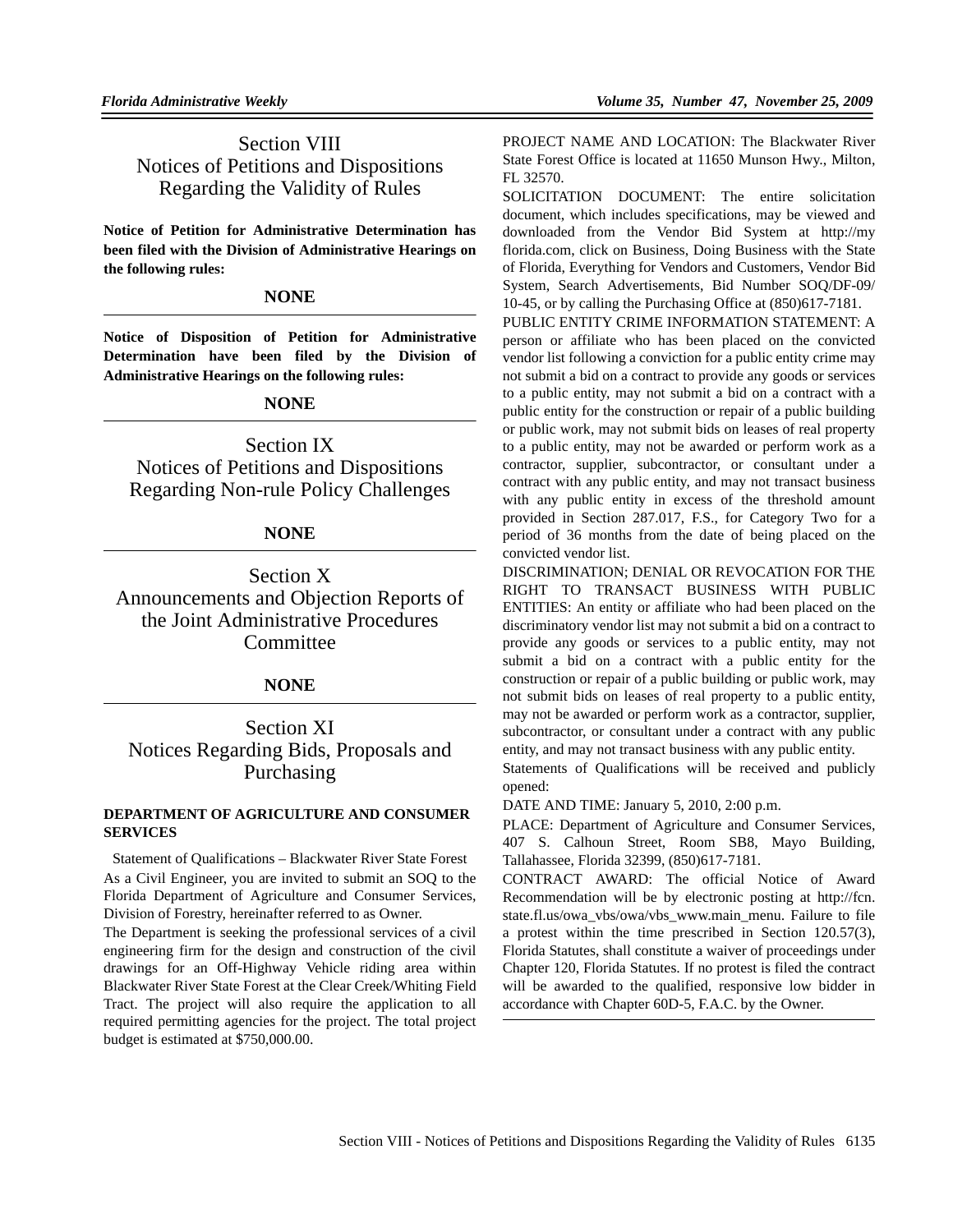# Section VIII
# Notices of Petitions and Dispositions Regarding the Validity of Rules

**Notice of Petition for Administrative Determination has been filed with the Division of Administrative Hearings on the following rules:**

**NONE**

**Notice of Disposition of Petition for Administrative Determination have been filed by the Division of Administrative Hearings on the following rules:**

**NONE**

# Section IX
# Notices of Petitions and Dispositions Regarding Non-rule Policy Challenges

**NONE**

# Section X
# Announcements and Objection Reports of the Joint Administrative Procedures Committee

**NONE**

# Section XI
# Notices Regarding Bids, Proposals and Purchasing

### DEPARTMENT OF AGRICULTURE AND CONSUMER SERVICES

Statement of Qualifications – Blackwater River State Forest

As a Civil Engineer, you are invited to submit an SOQ to the Florida Department of Agriculture and Consumer Services, Division of Forestry, hereinafter referred to as Owner.

The Department is seeking the professional services of a civil engineering firm for the design and construction of the civil drawings for an Off-Highway Vehicle riding area within Blackwater River State Forest at the Clear Creek/Whiting Field Tract. The project will also require the application to all required permitting agencies for the project. The total project budget is estimated at $750,000.00.

PROJECT NAME AND LOCATION: The Blackwater River State Forest Office is located at 11650 Munson Hwy., Milton, FL 32570.

SOLICITATION DOCUMENT: The entire solicitation document, which includes specifications, may be viewed and downloaded from the Vendor Bid System at http://myflorida.com, click on Business, Doing Business with the State of Florida, Everything for Vendors and Customers, Vendor Bid System, Search Advertisements, Bid Number SOQ/DF-09/10-45, or by calling the Purchasing Office at (850)617-7181.

PUBLIC ENTITY CRIME INFORMATION STATEMENT: A person or affiliate who has been placed on the convicted vendor list following a conviction for a public entity crime may not submit a bid on a contract to provide any goods or services to a public entity, may not submit a bid on a contract with a public entity for the construction or repair of a public building or public work, may not submit bids on leases of real property to a public entity, may not be awarded or perform work as a contractor, supplier, subcontractor, or consultant under a contract with any public entity, and may not transact business with any public entity in excess of the threshold amount provided in Section 287.017, F.S., for Category Two for a period of 36 months from the date of being placed on the convicted vendor list.

DISCRIMINATION; DENIAL OR REVOCATION FOR THE RIGHT TO TRANSACT BUSINESS WITH PUBLIC ENTITIES: An entity or affiliate who had been placed on the discriminatory vendor list may not submit a bid on a contract to provide any goods or services to a public entity, may not submit a bid on a contract with a public entity for the construction or repair of a public building or public work, may not submit bids on leases of real property to a public entity, may not be awarded or perform work as a contractor, supplier, subcontractor, or consultant under a contract with any public entity, and may not transact business with any public entity.

Statements of Qualifications will be received and publicly opened:

DATE AND TIME: January 5, 2010, 2:00 p.m.

PLACE: Department of Agriculture and Consumer Services, 407 S. Calhoun Street, Room SB8, Mayo Building, Tallahassee, Florida 32399, (850)617-7181.

CONTRACT AWARD: The official Notice of Award Recommendation will be by electronic posting at http://fcn.state.fl.us/owa_vbs/owa/vbs_www.main_menu. Failure to file a protest within the time prescribed in Section 120.57(3), Florida Statutes, shall constitute a waiver of proceedings under Chapter 120, Florida Statutes. If no protest is filed the contract will be awarded to the qualified, responsive low bidder in accordance with Chapter 60D-5, F.A.C. by the Owner.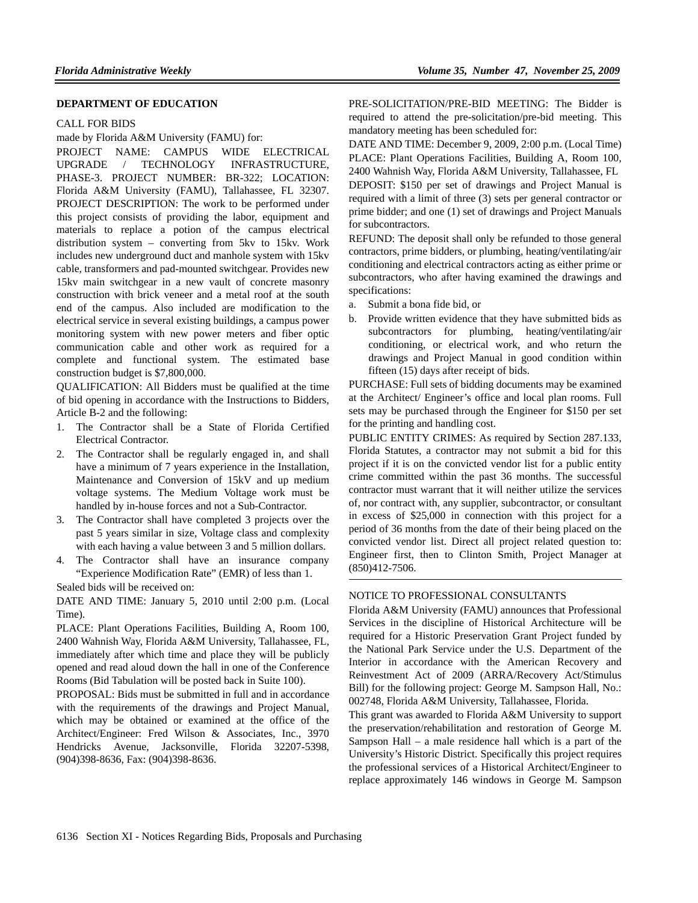**DEPARTMENT OF EDUCATION**

CALL FOR BIDS

made by Florida A&M University (FAMU) for:

PROJECT NAME: CAMPUS WIDE ELECTRICAL UPGRADE / TECHNOLOGY INFRASTRUCTURE, PHASE-3. PROJECT NUMBER: BR-322; LOCATION: Florida A&M University (FAMU), Tallahassee, FL 32307. PROJECT DESCRIPTION: The work to be performed under this project consists of providing the labor, equipment and materials to replace a potion of the campus electrical distribution system – converting from 5kv to 15kv. Work includes new underground duct and manhole system with 15kv cable, transformers and pad-mounted switchgear. Provides new 15kv main switchgear in a new vault of concrete masonry construction with brick veneer and a metal roof at the south end of the campus. Also included are modification to the electrical service in several existing buildings, a campus power monitoring system with new power meters and fiber optic communication cable and other work as required for a complete and functional system. The estimated base construction budget is $7,800,000.

QUALIFICATION: All Bidders must be qualified at the time of bid opening in accordance with the Instructions to Bidders, Article B-2 and the following:

1. The Contractor shall be a State of Florida Certified Electrical Contractor.
2. The Contractor shall be regularly engaged in, and shall have a minimum of 7 years experience in the Installation, Maintenance and Conversion of 15kV and up medium voltage systems. The Medium Voltage work must be handled by in-house forces and not a Sub-Contractor.
3. The Contractor shall have completed 3 projects over the past 5 years similar in size, Voltage class and complexity with each having a value between 3 and 5 million dollars.
4. The Contractor shall have an insurance company "Experience Modification Rate" (EMR) of less than 1.

Sealed bids will be received on:

DATE AND TIME: January 5, 2010 until 2:00 p.m. (Local Time).

PLACE: Plant Operations Facilities, Building A, Room 100, 2400 Wahnish Way, Florida A&M University, Tallahassee, FL, immediately after which time and place they will be publicly opened and read aloud down the hall in one of the Conference Rooms (Bid Tabulation will be posted back in Suite 100).

PROPOSAL: Bids must be submitted in full and in accordance with the requirements of the drawings and Project Manual, which may be obtained or examined at the office of the Architect/Engineer: Fred Wilson & Associates, Inc., 3970 Hendricks Avenue, Jacksonville, Florida 32207-5398, (904)398-8636, Fax: (904)398-8636.

PRE-SOLICITATION/PRE-BID MEETING: The Bidder is required to attend the pre-solicitation/pre-bid meeting. This mandatory meeting has been scheduled for:

DATE AND TIME: December 9, 2009, 2:00 p.m. (Local Time)

PLACE: Plant Operations Facilities, Building A, Room 100, 2400 Wahnish Way, Florida A&M University, Tallahassee, FL

DEPOSIT: $150 per set of drawings and Project Manual is required with a limit of three (3) sets per general contractor or prime bidder; and one (1) set of drawings and Project Manuals for subcontractors.

REFUND: The deposit shall only be refunded to those general contractors, prime bidders, or plumbing, heating/ventilating/air conditioning and electrical contractors acting as either prime or subcontractors, who after having examined the drawings and specifications:

a. Submit a bona fide bid, or
b. Provide written evidence that they have submitted bids as subcontractors for plumbing, heating/ventilating/air conditioning, or electrical work, and who return the drawings and Project Manual in good condition within fifteen (15) days after receipt of bids.

PURCHASE: Full sets of bidding documents may be examined at the Architect/ Engineer's office and local plan rooms. Full sets may be purchased through the Engineer for $150 per set for the printing and handling cost.

PUBLIC ENTITY CRIMES: As required by Section 287.133, Florida Statutes, a contractor may not submit a bid for this project if it is on the convicted vendor list for a public entity crime committed within the past 36 months. The successful contractor must warrant that it will neither utilize the services of, nor contract with, any supplier, subcontractor, or consultant in excess of $25,000 in connection with this project for a period of 36 months from the date of their being placed on the convicted vendor list. Direct all project related question to: Engineer first, then to Clinton Smith, Project Manager at (850)412-7506.

---

NOTICE TO PROFESSIONAL CONSULTANTS

Florida A&M University (FAMU) announces that Professional Services in the discipline of Historical Architecture will be required for a Historic Preservation Grant Project funded by the National Park Service under the U.S. Department of the Interior in accordance with the American Recovery and Reinvestment Act of 2009 (ARRA/Recovery Act/Stimulus Bill) for the following project: George M. Sampson Hall, No.: 002748, Florida A&M University, Tallahassee, Florida.

This grant was awarded to Florida A&M University to support the preservation/rehabilitation and restoration of George M. Sampson Hall – a male residence hall which is a part of the University's Historic District. Specifically this project requires the professional services of a Historical Architect/Engineer to replace approximately 146 windows in George M. Sampson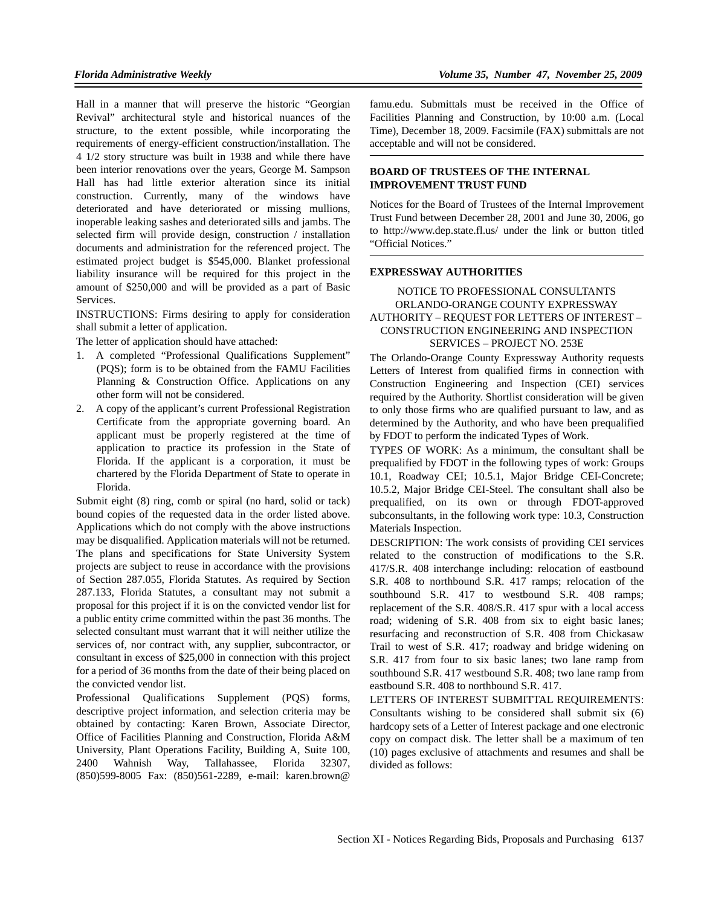Hall in a manner that will preserve the historic "Georgian Revival" architectural style and historical nuances of the structure, to the extent possible, while incorporating the requirements of energy-efficient construction/installation. The 4 1/2 story structure was built in 1938 and while there have been interior renovations over the years, George M. Sampson Hall has had little exterior alteration since its initial construction. Currently, many of the windows have deteriorated and have deteriorated or missing mullions, inoperable leaking sashes and deteriorated sills and jambs. The selected firm will provide design, construction / installation documents and administration for the referenced project. The estimated project budget is $545,000. Blanket professional liability insurance will be required for this project in the amount of $250,000 and will be provided as a part of Basic Services.

INSTRUCTIONS: Firms desiring to apply for consideration shall submit a letter of application.

The letter of application should have attached:

1. A completed "Professional Qualifications Supplement" (PQS); form is to be obtained from the FAMU Facilities Planning & Construction Office. Applications on any other form will not be considered.
2. A copy of the applicant's current Professional Registration Certificate from the appropriate governing board. An applicant must be properly registered at the time of application to practice its profession in the State of Florida. If the applicant is a corporation, it must be chartered by the Florida Department of State to operate in Florida.

Submit eight (8) ring, comb or spiral (no hard, solid or tack) bound copies of the requested data in the order listed above. Applications which do not comply with the above instructions may be disqualified. Application materials will not be returned. The plans and specifications for State University System projects are subject to reuse in accordance with the provisions of Section 287.055, Florida Statutes. As required by Section 287.133, Florida Statutes, a consultant may not submit a proposal for this project if it is on the convicted vendor list for a public entity crime committed within the past 36 months. The selected consultant must warrant that it will neither utilize the services of, nor contract with, any supplier, subcontractor, or consultant in excess of $25,000 in connection with this project for a period of 36 months from the date of their being placed on the convicted vendor list.

Professional Qualifications Supplement (PQS) forms, descriptive project information, and selection criteria may be obtained by contacting: Karen Brown, Associate Director, Office of Facilities Planning and Construction, Florida A&M University, Plant Operations Facility, Building A, Suite 100, 2400 Wahnish Way, Tallahassee, Florida 32307, (850)599-8005 Fax: (850)561-2289, e-mail: karen.brown@famu.edu. Submittals must be received in the Office of Facilities Planning and Construction, by 10:00 a.m. (Local Time), December 18, 2009. Facsimile (FAX) submittals are not acceptable and will not be considered.

## BOARD OF TRUSTEES OF THE INTERNAL IMPROVEMENT TRUST FUND

Notices for the Board of Trustees of the Internal Improvement Trust Fund between December 28, 2001 and June 30, 2006, go to http://www.dep.state.fl.us/ under the link or button titled "Official Notices."

## EXPRESSWAY AUTHORITIES

NOTICE TO PROFESSIONAL CONSULTANTS
ORLANDO-ORANGE COUNTY EXPRESSWAY AUTHORITY – REQUEST FOR LETTERS OF INTEREST – CONSTRUCTION ENGINEERING AND INSPECTION SERVICES – PROJECT NO. 253E

The Orlando-Orange County Expressway Authority requests Letters of Interest from qualified firms in connection with Construction Engineering and Inspection (CEI) services required by the Authority. Shortlist consideration will be given to only those firms who are qualified pursuant to law, and as determined by the Authority, and who have been prequalified by FDOT to perform the indicated Types of Work.

TYPES OF WORK: As a minimum, the consultant shall be prequalified by FDOT in the following types of work: Groups 10.1, Roadway CEI; 10.5.1, Major Bridge CEI-Concrete; 10.5.2, Major Bridge CEI-Steel. The consultant shall also be prequalified, on its own or through FDOT-approved subconsultants, in the following work type: 10.3, Construction Materials Inspection.

DESCRIPTION: The work consists of providing CEI services related to the construction of modifications to the S.R. 417/S.R. 408 interchange including: relocation of eastbound S.R. 408 to northbound S.R. 417 ramps; relocation of the southbound S.R. 417 to westbound S.R. 408 ramps; replacement of the S.R. 408/S.R. 417 spur with a local access road; widening of S.R. 408 from six to eight basic lanes; resurfacing and reconstruction of S.R. 408 from Chickasaw Trail to west of S.R. 417; roadway and bridge widening on S.R. 417 from four to six basic lanes; two lane ramp from southbound S.R. 417 westbound S.R. 408; two lane ramp from eastbound S.R. 408 to northbound S.R. 417.

LETTERS OF INTEREST SUBMITTAL REQUIREMENTS: Consultants wishing to be considered shall submit six (6) hardcopy sets of a Letter of Interest package and one electronic copy on compact disk. The letter shall be a maximum of ten (10) pages exclusive of attachments and resumes and shall be divided as follows: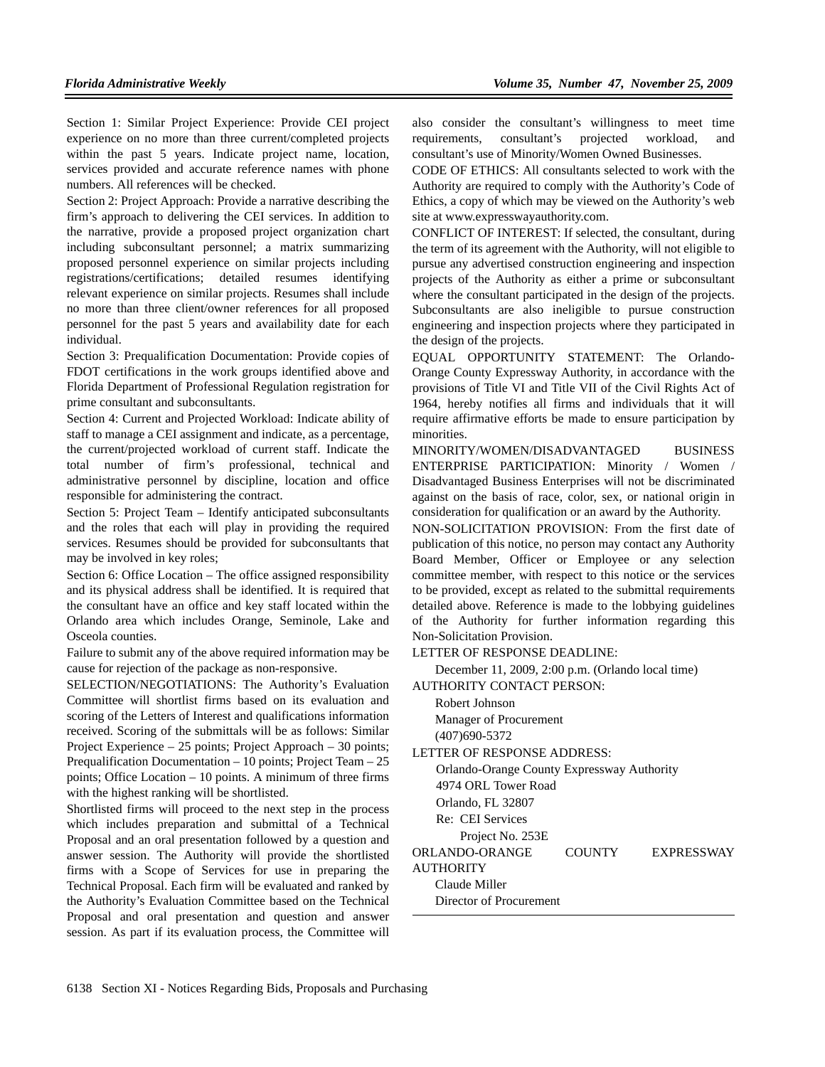Section 1: Similar Project Experience: Provide CEI project experience on no more than three current/completed projects within the past 5 years. Indicate project name, location, services provided and accurate reference names with phone numbers. All references will be checked.

Section 2: Project Approach: Provide a narrative describing the firm's approach to delivering the CEI services. In addition to the narrative, provide a proposed project organization chart including subconsultant personnel; a matrix summarizing proposed personnel experience on similar projects including registrations/certifications; detailed resumes identifying relevant experience on similar projects. Resumes shall include no more than three client/owner references for all proposed personnel for the past 5 years and availability date for each individual.

Section 3: Prequalification Documentation: Provide copies of FDOT certifications in the work groups identified above and Florida Department of Professional Regulation registration for prime consultant and subconsultants.

Section 4: Current and Projected Workload: Indicate ability of staff to manage a CEI assignment and indicate, as a percentage, the current/projected workload of current staff. Indicate the total number of firm's professional, technical and administrative personnel by discipline, location and office responsible for administering the contract.

Section 5: Project Team – Identify anticipated subconsultants and the roles that each will play in providing the required services. Resumes should be provided for subconsultants that may be involved in key roles;

Section 6: Office Location – The office assigned responsibility and its physical address shall be identified. It is required that the consultant have an office and key staff located within the Orlando area which includes Orange, Seminole, Lake and Osceola counties.

Failure to submit any of the above required information may be cause for rejection of the package as non-responsive.

SELECTION/NEGOTIATIONS: The Authority's Evaluation Committee will shortlist firms based on its evaluation and scoring of the Letters of Interest and qualifications information received. Scoring of the submittals will be as follows: Similar Project Experience – 25 points; Project Approach – 30 points; Prequalification Documentation – 10 points; Project Team – 25 points; Office Location – 10 points. A minimum of three firms with the highest ranking will be shortlisted.

Shortlisted firms will proceed to the next step in the process which includes preparation and submittal of a Technical Proposal and an oral presentation followed by a question and answer session. The Authority will provide the shortlisted firms with a Scope of Services for use in preparing the Technical Proposal. Each firm will be evaluated and ranked by the Authority's Evaluation Committee based on the Technical Proposal and oral presentation and question and answer session. As part if its evaluation process, the Committee will also consider the consultant's willingness to meet time requirements, consultant's projected workload, and consultant's use of Minority/Women Owned Businesses.

CODE OF ETHICS: All consultants selected to work with the Authority are required to comply with the Authority's Code of Ethics, a copy of which may be viewed on the Authority's web site at www.expresswayauthority.com.

CONFLICT OF INTEREST: If selected, the consultant, during the term of its agreement with the Authority, will not eligible to pursue any advertised construction engineering and inspection projects of the Authority as either a prime or subconsultant where the consultant participated in the design of the projects. Subconsultants are also ineligible to pursue construction engineering and inspection projects where they participated in the design of the projects.

EQUAL OPPORTUNITY STATEMENT: The Orlando-Orange County Expressway Authority, in accordance with the provisions of Title VI and Title VII of the Civil Rights Act of 1964, hereby notifies all firms and individuals that it will require affirmative efforts be made to ensure participation by minorities.

MINORITY/WOMEN/DISADVANTAGED BUSINESS ENTERPRISE PARTICIPATION: Minority / Women / Disadvantaged Business Enterprises will not be discriminated against on the basis of race, color, sex, or national origin in consideration for qualification or an award by the Authority.

NON-SOLICITATION PROVISION: From the first date of publication of this notice, no person may contact any Authority Board Member, Officer or Employee or any selection committee member, with respect to this notice or the services to be provided, except as related to the submittal requirements detailed above. Reference is made to the lobbying guidelines of the Authority for further information regarding this Non-Solicitation Provision.

LETTER OF RESPONSE DEADLINE:

December 11, 2009, 2:00 p.m. (Orlando local time)

AUTHORITY CONTACT PERSON:

Robert Johnson
Manager of Procurement
(407)690-5372

LETTER OF RESPONSE ADDRESS:

Orlando-Orange County Expressway Authority
4974 ORL Tower Road
Orlando, FL 32807
Re: CEI Services
Project No. 253E

ORLANDO-ORANGE COUNTY EXPRESSWAY AUTHORITY

Claude Miller
Director of Procurement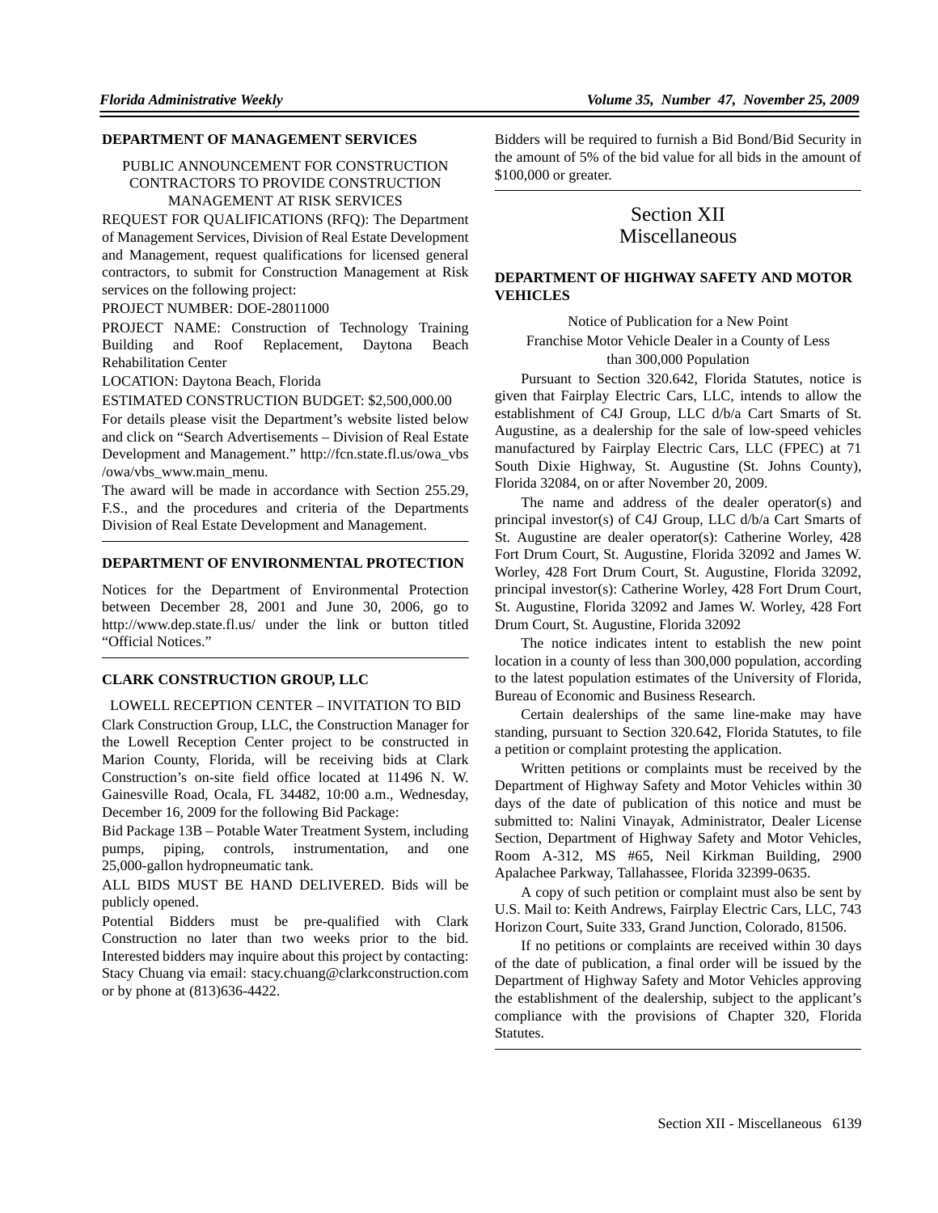**DEPARTMENT OF MANAGEMENT SERVICES**

PUBLIC ANNOUNCEMENT FOR CONSTRUCTION CONTRACTORS TO PROVIDE CONSTRUCTION MANAGEMENT AT RISK SERVICES

REQUEST FOR QUALIFICATIONS (RFQ): The Department of Management Services, Division of Real Estate Development and Management, request qualifications for licensed general contractors, to submit for Construction Management at Risk services on the following project:

PROJECT NUMBER: DOE-28011000

PROJECT NAME: Construction of Technology Training Building and Roof Replacement, Daytona Beach Rehabilitation Center

LOCATION: Daytona Beach, Florida

ESTIMATED CONSTRUCTION BUDGET: $2,500,000.00

For details please visit the Department's website listed below and click on "Search Advertisements – Division of Real Estate Development and Management." http://fcn.state.fl.us/owa_vbs/owa/vbs_www.main_menu.

The award will be made in accordance with Section 255.29, F.S., and the procedures and criteria of the Departments Division of Real Estate Development and Management.

---

**DEPARTMENT OF ENVIRONMENTAL PROTECTION**

Notices for the Department of Environmental Protection between December 28, 2001 and June 30, 2006, go to http://www.dep.state.fl.us/ under the link or button titled "Official Notices."

---

**CLARK CONSTRUCTION GROUP, LLC**

LOWELL RECEPTION CENTER – INVITATION TO BID

Clark Construction Group, LLC, the Construction Manager for the Lowell Reception Center project to be constructed in Marion County, Florida, will be receiving bids at Clark Construction's on-site field office located at 11496 N. W. Gainesville Road, Ocala, FL 34482, 10:00 a.m., Wednesday, December 16, 2009 for the following Bid Package:

Bid Package 13B – Potable Water Treatment System, including pumps, piping, controls, instrumentation, and one 25,000-gallon hydropneumatic tank.

ALL BIDS MUST BE HAND DELIVERED. Bids will be publicly opened.

Potential Bidders must be pre-qualified with Clark Construction no later than two weeks prior to the bid. Interested bidders may inquire about this project by contacting: Stacy Chuang via email: stacy.chuang@clarkconstruction.com or by phone at (813)636-4422.

Bidders will be required to furnish a Bid Bond/Bid Security in the amount of 5% of the bid value for all bids in the amount of $100,000 or greater.

---

# Section XII
# Miscellaneous

**DEPARTMENT OF HIGHWAY SAFETY AND MOTOR VEHICLES**

Notice of Publication for a New Point Franchise Motor Vehicle Dealer in a County of Less than 300,000 Population

Pursuant to Section 320.642, Florida Statutes, notice is given that Fairplay Electric Cars, LLC, intends to allow the establishment of C4J Group, LLC d/b/a Cart Smarts of St. Augustine, as a dealership for the sale of low-speed vehicles manufactured by Fairplay Electric Cars, LLC (FPEC) at 71 South Dixie Highway, St. Augustine (St. Johns County), Florida 32084, on or after November 20, 2009.

The name and address of the dealer operator(s) and principal investor(s) of C4J Group, LLC d/b/a Cart Smarts of St. Augustine are dealer operator(s): Catherine Worley, 428 Fort Drum Court, St. Augustine, Florida 32092 and James W. Worley, 428 Fort Drum Court, St. Augustine, Florida 32092, principal investor(s): Catherine Worley, 428 Fort Drum Court, St. Augustine, Florida 32092 and James W. Worley, 428 Fort Drum Court, St. Augustine, Florida 32092

The notice indicates intent to establish the new point location in a county of less than 300,000 population, according to the latest population estimates of the University of Florida, Bureau of Economic and Business Research.

Certain dealerships of the same line-make may have standing, pursuant to Section 320.642, Florida Statutes, to file a petition or complaint protesting the application.

Written petitions or complaints must be received by the Department of Highway Safety and Motor Vehicles within 30 days of the date of publication of this notice and must be submitted to: Nalini Vinayak, Administrator, Dealer License Section, Department of Highway Safety and Motor Vehicles, Room A-312, MS #65, Neil Kirkman Building, 2900 Apalachee Parkway, Tallahassee, Florida 32399-0635.

A copy of such petition or complaint must also be sent by U.S. Mail to: Keith Andrews, Fairplay Electric Cars, LLC, 743 Horizon Court, Suite 333, Grand Junction, Colorado, 81506.

If no petitions or complaints are received within 30 days of the date of publication, a final order will be issued by the Department of Highway Safety and Motor Vehicles approving the establishment of the dealership, subject to the applicant's compliance with the provisions of Chapter 320, Florida Statutes.